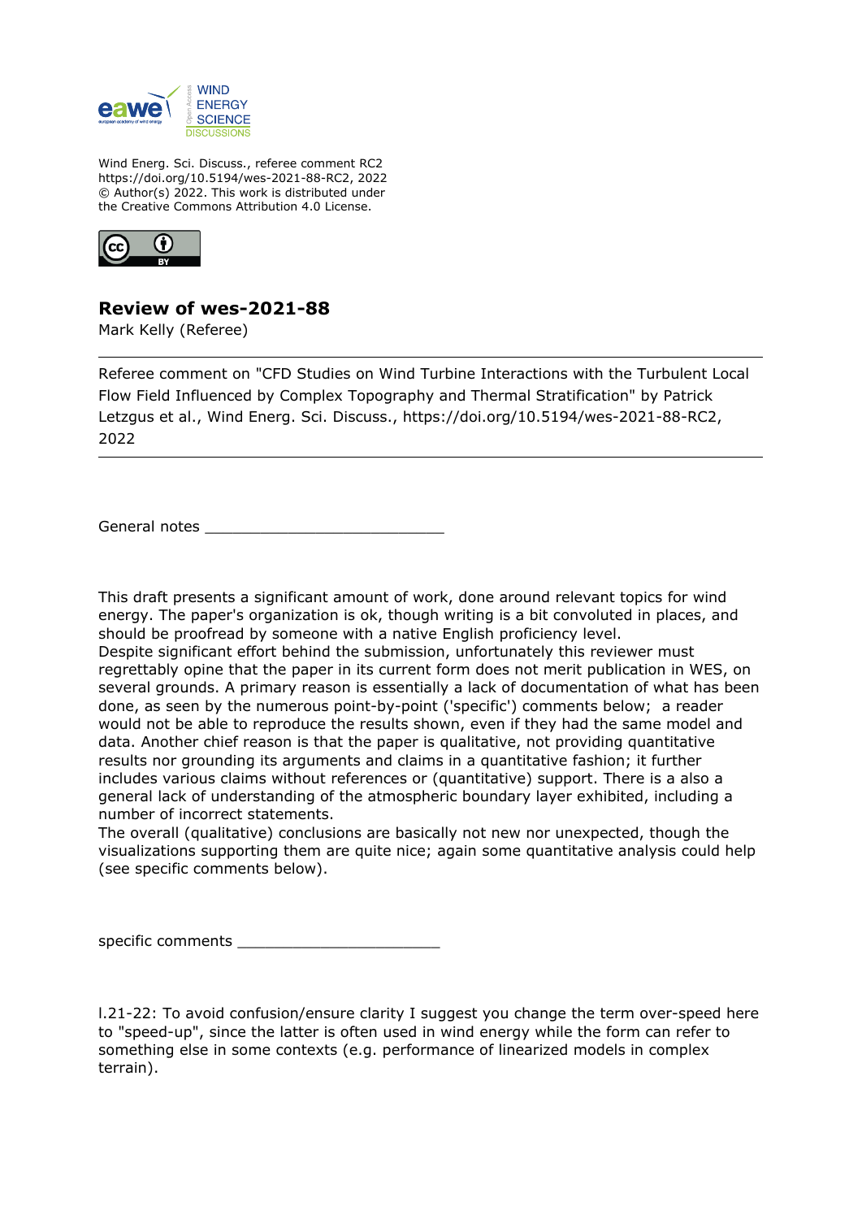Wind Energ. Sci. Discuss., referee comment RC2
https://doi.org/10.5194/wes-2021-88-RC2, 2022
© Author(s) 2022. This work is distributed under
the Creative Commons Attribution 4.0 License.

## Review of wes-2021-88

Mark Kelly (Referee)

---

Referee comment on "CFD Studies on Wind Turbine Interactions with the Turbulent Local Flow Field Influenced by Complex Topography and Thermal Stratification" by Patrick Letzgus et al., Wind Energ. Sci. Discuss., https://doi.org/10.5194/wes-2021-88-RC2, 2022

---

General notes ___________________________

This draft presents a significant amount of work, done around relevant topics for wind energy. The paper's organization is ok, though writing is a bit convoluted in places, and should be proofread by someone with a native English proficiency level.
Despite significant effort behind the submission, unfortunately this reviewer must regrettably opine that the paper in its current form does not merit publication in WES, on several grounds. A primary reason is essentially a lack of documentation of what has been done, as seen by the numerous point-by-point ('specific') comments below; a reader would not be able to reproduce the results shown, even if they had the same model and data. Another chief reason is that the paper is qualitative, not providing quantitative results nor grounding its arguments and claims in a quantitative fashion; it further includes various claims without references or (quantitative) support. There is a also a general lack of understanding of the atmospheric boundary layer exhibited, including a number of incorrect statements.
The overall (qualitative) conclusions are basically not new nor unexpected, though the visualizations supporting them are quite nice; again some quantitative analysis could help (see specific comments below).

specific comments _______________________

l.21-22: To avoid confusion/ensure clarity I suggest you change the term over-speed here to "speed-up", since the latter is often used in wind energy while the form can refer to something else in some contexts (e.g. performance of linearized models in complex terrain).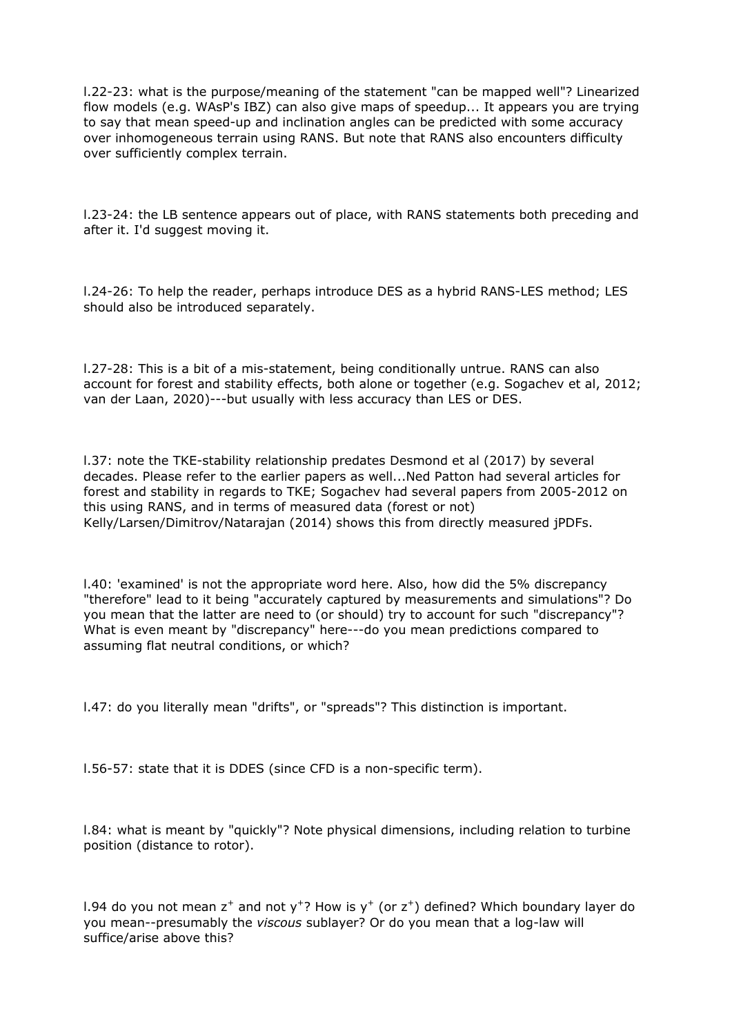l.22-23: what is the purpose/meaning of the statement "can be mapped well"? Linearized flow models (e.g. WAsP's IBZ) can also give maps of speedup... It appears you are trying to say that mean speed-up and inclination angles can be predicted with some accuracy over inhomogeneous terrain using RANS. But note that RANS also encounters difficulty over sufficiently complex terrain.

l.23-24: the LB sentence appears out of place, with RANS statements both preceding and after it. I'd suggest moving it.

l.24-26: To help the reader, perhaps introduce DES as a hybrid RANS-LES method; LES should also be introduced separately.

l.27-28: This is a bit of a mis-statement, being conditionally untrue. RANS can also account for forest and stability effects, both alone or together (e.g. Sogachev et al, 2012; van der Laan, 2020)---but usually with less accuracy than LES or DES.

l.37: note the TKE-stability relationship predates Desmond et al (2017) by several decades. Please refer to the earlier papers as well...Ned Patton had several articles for forest and stability in regards to TKE; Sogachev had several papers from 2005-2012 on this using RANS, and in terms of measured data (forest or not) Kelly/Larsen/Dimitrov/Natarajan (2014) shows this from directly measured jPDFs.

l.40: 'examined' is not the appropriate word here. Also, how did the 5% discrepancy "therefore" lead to it being "accurately captured by measurements and simulations"? Do you mean that the latter are need to (or should) try to account for such "discrepancy"? What is even meant by "discrepancy" here---do you mean predictions compared to assuming flat neutral conditions, or which?

l.47: do you literally mean "drifts", or "spreads"? This distinction is important.

l.56-57: state that it is DDES (since CFD is a non-specific term).

l.84: what is meant by "quickly"? Note physical dimensions, including relation to turbine position (distance to rotor).

l.94 do you not mean $z^+$ and not $y^+$? How is $y^+$ (or $z^+$) defined? Which boundary layer do you mean--presumably the *viscous* sublayer? Or do you mean that a log-law will suffice/arise above this?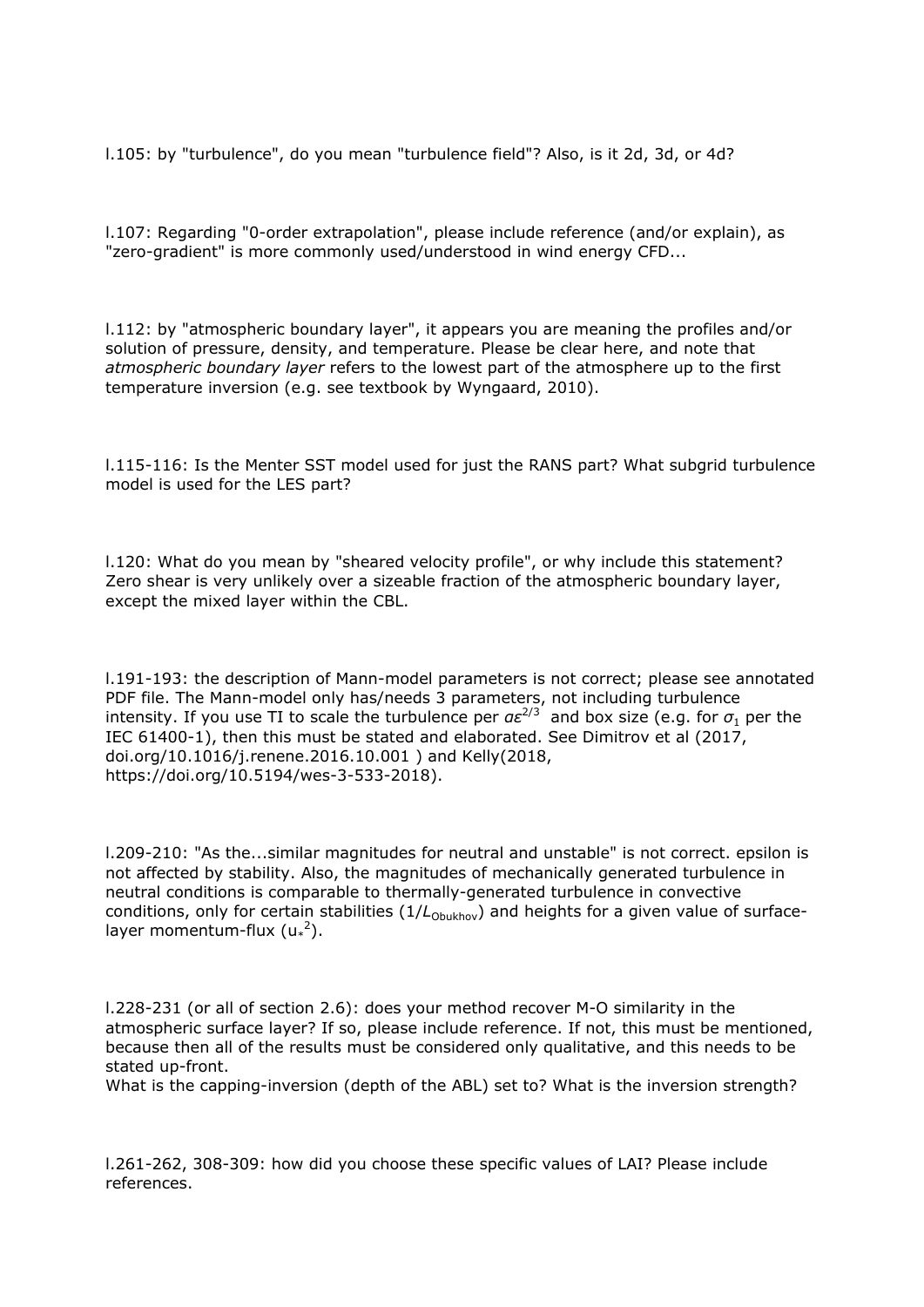l.105: by "turbulence", do you mean "turbulence field"? Also, is it 2d, 3d, or 4d?

l.107: Regarding "0-order extrapolation", please include reference (and/or explain), as "zero-gradient" is more commonly used/understood in wind energy CFD...

l.112: by "atmospheric boundary layer", it appears you are meaning the profiles and/or solution of pressure, density, and temperature. Please be clear here, and note that *atmospheric boundary layer* refers to the lowest part of the atmosphere up to the first temperature inversion (e.g. see textbook by Wyngaard, 2010).

l.115-116: Is the Menter SST model used for just the RANS part? What subgrid turbulence model is used for the LES part?

l.120: What do you mean by "sheared velocity profile", or why include this statement? Zero shear is very unlikely over a sizeable fraction of the atmospheric boundary layer, except the mixed layer within the CBL.

l.191-193: the description of Mann-model parameters is not correct; please see annotated PDF file. The Mann-model only has/needs 3 parameters, not including turbulence intensity. If you use TI to scale the turbulence per $\alpha\varepsilon^{2/3}$ and box size (e.g. for $\sigma_1$ per the IEC 61400-1), then this must be stated and elaborated. See Dimitrov et al (2017, doi.org/10.1016/j.renene.2016.10.001 ) and Kelly(2018, https://doi.org/10.5194/wes-3-533-2018).

l.209-210: "As the...similar magnitudes for neutral and unstable" is not correct. epsilon is not affected by stability. Also, the magnitudes of mechanically generated turbulence in neutral conditions is comparable to thermally-generated turbulence in convective conditions, only for certain stabilities ($1/L_{\text{Obukhov}}$) and heights for a given value of surface-layer momentum-flux ($u_*^2$).

l.228-231 (or all of section 2.6): does your method recover M-O similarity in the atmospheric surface layer? If so, please include reference. If not, this must be mentioned, because then all of the results must be considered only qualitative, and this needs to be stated up-front.
What is the capping-inversion (depth of the ABL) set to? What is the inversion strength?

l.261-262, 308-309: how did you choose these specific values of LAI? Please include references.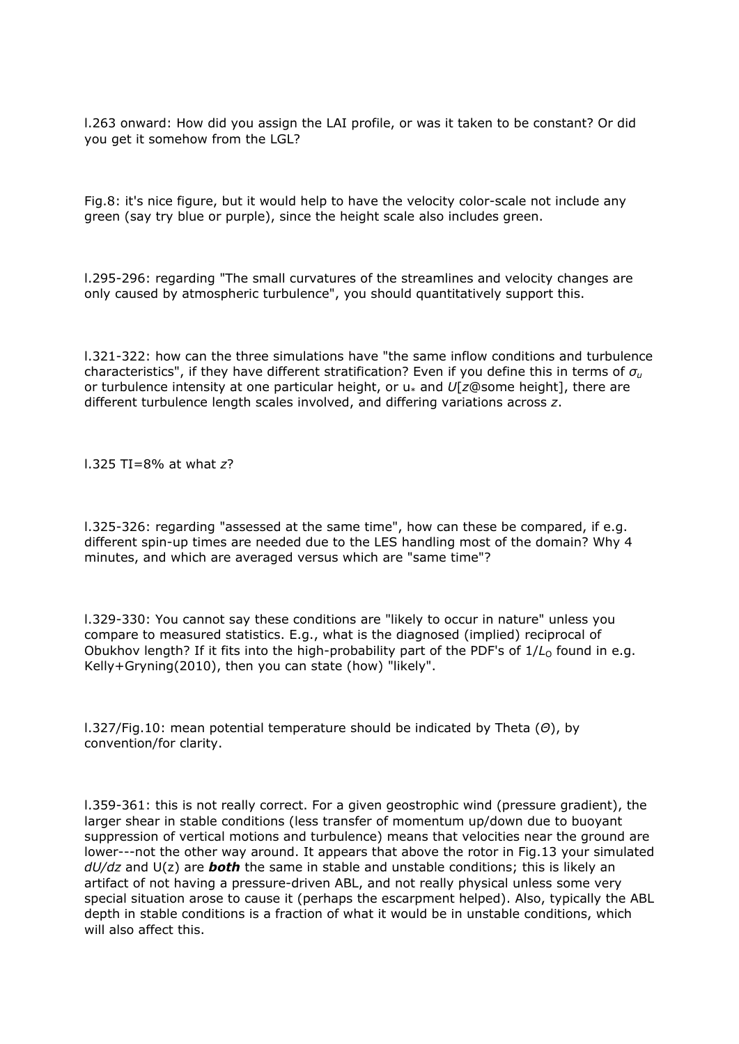l.263 onward: How did you assign the LAI profile, or was it taken to be constant? Or did you get it somehow from the LGL?

Fig.8: it's nice figure, but it would help to have the velocity color-scale not include any green (say try blue or purple), since the height scale also includes green.

l.295-296: regarding "The small curvatures of the streamlines and velocity changes are only caused by atmospheric turbulence", you should quantitatively support this.

l.321-322: how can the three simulations have "the same inflow conditions and turbulence characteristics", if they have different stratification? Even if you define this in terms of $\sigma_u$ or turbulence intensity at one particular height, or $u_*$ and $U$[$z$@some height], there are different turbulence length scales involved, and differing variations across $z$.

l.325 TI=8% at what $z$?

l.325-326: regarding "assessed at the same time", how can these be compared, if e.g. different spin-up times are needed due to the LES handling most of the domain? Why 4 minutes, and which are averaged versus which are "same time"?

l.329-330: You cannot say these conditions are "likely to occur in nature" unless you compare to measured statistics. E.g., what is the diagnosed (implied) reciprocal of Obukhov length? If it fits into the high-probability part of the PDF's of $1/L_O$ found in e.g. Kelly+Gryning(2010), then you can state (how) "likely".

l.327/Fig.10: mean potential temperature should be indicated by Theta ($\Theta$), by convention/for clarity.

l.359-361: this is not really correct. For a given geostrophic wind (pressure gradient), the larger shear in stable conditions (less transfer of momentum up/down due to buoyant suppression of vertical motions and turbulence) means that velocities near the ground are lower---not the other way around. It appears that above the rotor in Fig.13 your simulated $dU/dz$ and $U(z)$ are ***both*** the same in stable and unstable conditions; this is likely an artifact of not having a pressure-driven ABL, and not really physical unless some very special situation arose to cause it (perhaps the escarpment helped). Also, typically the ABL depth in stable conditions is a fraction of what it would be in unstable conditions, which will also affect this.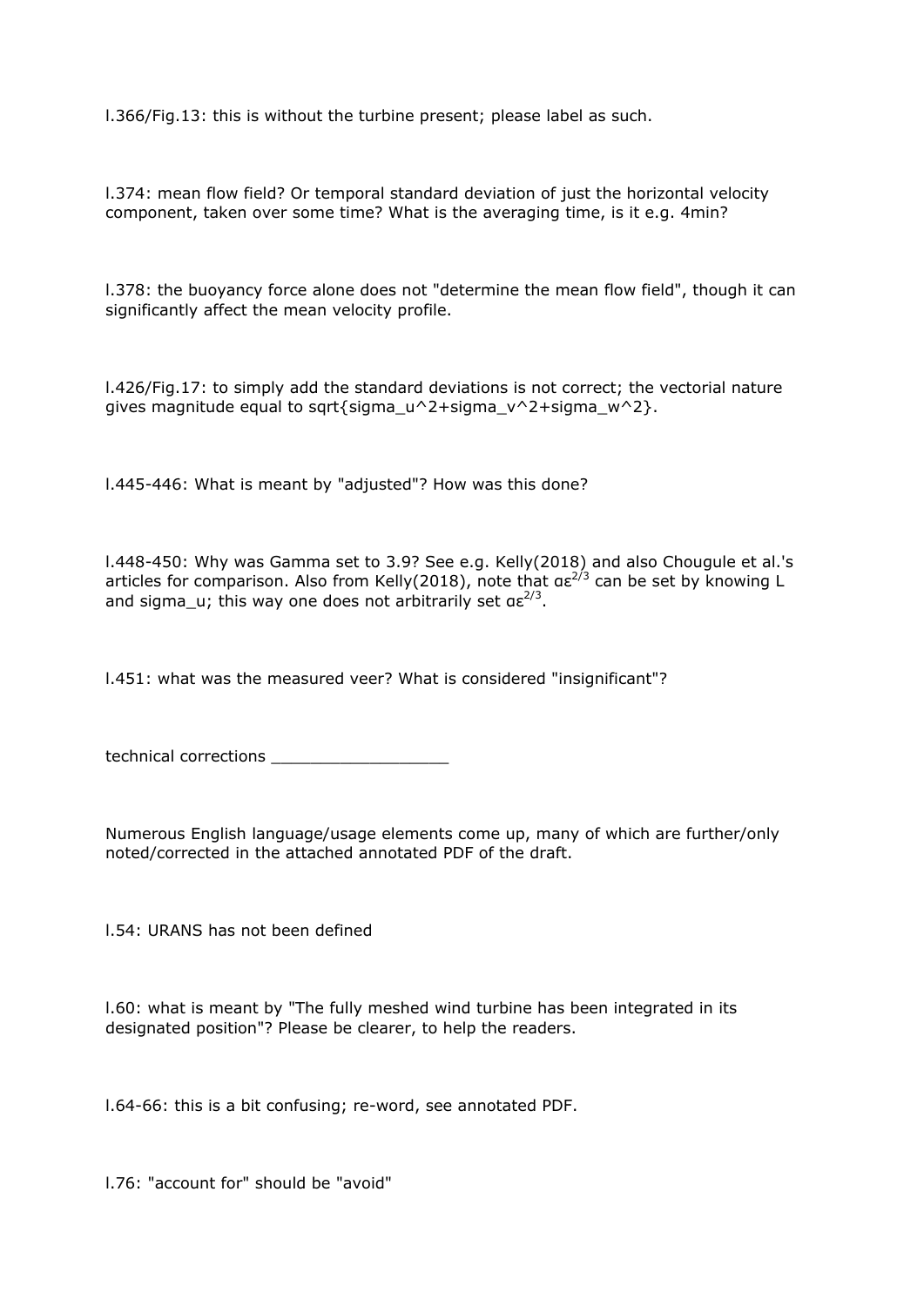l.366/Fig.13: this is without the turbine present; please label as such.

l.374: mean flow field? Or temporal standard deviation of just the horizontal velocity component, taken over some time? What is the averaging time, is it e.g. 4min?

l.378: the buoyancy force alone does not "determine the mean flow field", though it can significantly affect the mean velocity profile.

l.426/Fig.17: to simply add the standard deviations is not correct; the vectorial nature gives magnitude equal to sqrt{sigma_u^2+sigma_v^2+sigma_w^2}.

l.445-446: What is meant by "adjusted"? How was this done?

l.448-450: Why was Gamma set to 3.9? See e.g. Kelly(2018) and also Chougule et al.'s articles for comparison. Also from Kelly(2018), note that $\alpha\varepsilon^{2/3}$ can be set by knowing L and sigma_u; this way one does not arbitrarily set $\alpha\varepsilon^{2/3}$.

l.451: what was the measured veer? What is considered "insignificant"?

technical corrections __________________

Numerous English language/usage elements come up, many of which are further/only noted/corrected in the attached annotated PDF of the draft.

l.54: URANS has not been defined

l.60: what is meant by "The fully meshed wind turbine has been integrated in its designated position"? Please be clearer, to help the readers.

l.64-66: this is a bit confusing; re-word, see annotated PDF.

l.76: "account for" should be "avoid"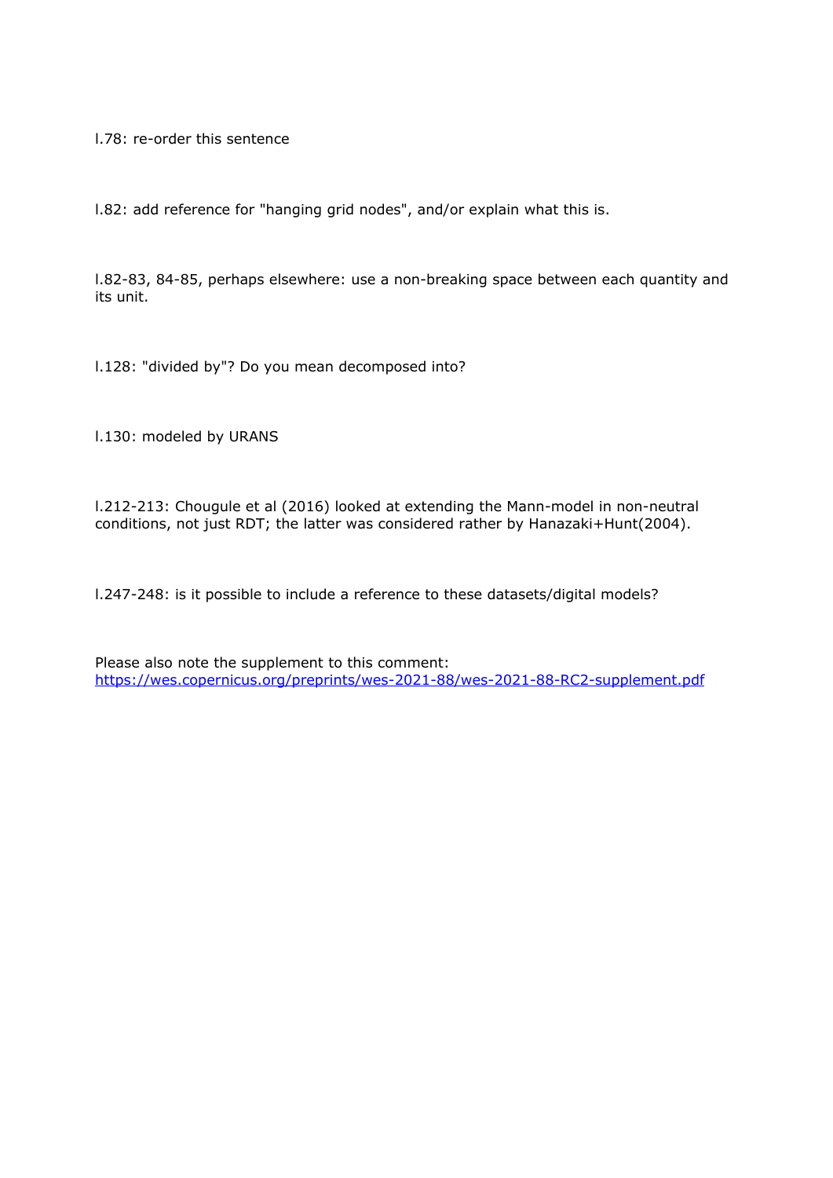l.78: re-order this sentence

l.82: add reference for "hanging grid nodes", and/or explain what this is.

l.82-83, 84-85, perhaps elsewhere: use a non-breaking space between each quantity and its unit.

l.128: "divided by"? Do you mean decomposed into?

l.130: modeled by URANS

l.212-213: Chougule et al (2016) looked at extending the Mann-model in non-neutral conditions, not just RDT; the latter was considered rather by Hanazaki+Hunt(2004).

l.247-248: is it possible to include a reference to these datasets/digital models?

Please also note the supplement to this comment:
https://wes.copernicus.org/preprints/wes-2021-88/wes-2021-88-RC2-supplement.pdf